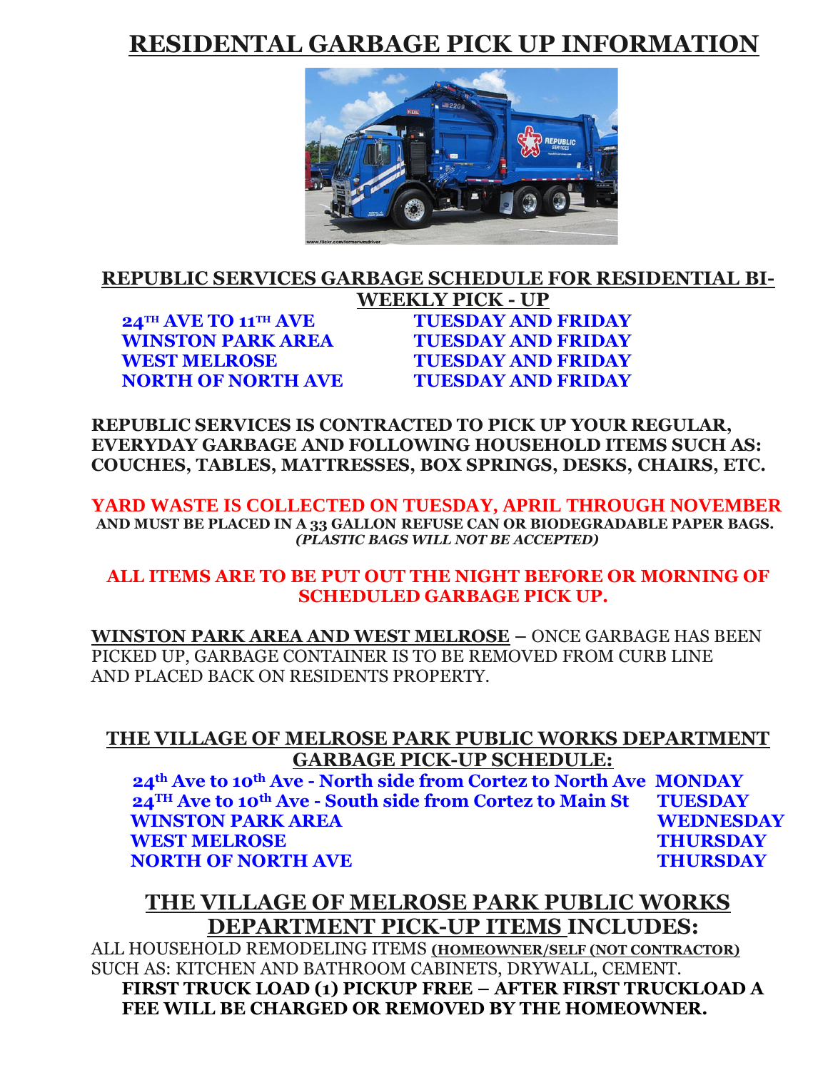# RESIDENTAL GARBAGE PICK UP INFORMATION

## REPUBLIC SERVICES GARBAGE SCHEDULE FOR RESIDENTIAL BI-WEEKLY PICK - UP

| | |
|---|---|
| **24TH AVE TO 11TH AVE** | **TUESDAY AND FRIDAY** |
| **WINSTON PARK AREA** | **TUESDAY AND FRIDAY** |
| **WEST MELROSE** | **TUESDAY AND FRIDAY** |
| **NORTH OF NORTH AVE** | **TUESDAY AND FRIDAY** |

**REPUBLIC SERVICES IS CONTRACTED TO PICK UP YOUR REGULAR, EVERYDAY GARBAGE AND FOLLOWING HOUSEHOLD ITEMS SUCH AS: COUCHES, TABLES, MATTRESSES, BOX SPRINGS, DESKS, CHAIRS, ETC.**

**YARD WASTE IS COLLECTED ON TUESDAY, APRIL THROUGH NOVEMBER**
**AND MUST BE PLACED IN A 33 GALLON REFUSE CAN OR BIODEGRADABLE PAPER BAGS.**
***(PLASTIC BAGS WILL NOT BE ACCEPTED)***

**ALL ITEMS ARE TO BE PUT OUT THE NIGHT BEFORE OR MORNING OF SCHEDULED GARBAGE PICK UP.**

**WINSTON PARK AREA AND WEST MELROSE** – ONCE GARBAGE HAS BEEN PICKED UP, GARBAGE CONTAINER IS TO BE REMOVED FROM CURB LINE AND PLACED BACK ON RESIDENTS PROPERTY.

## THE VILLAGE OF MELROSE PARK PUBLIC WORKS DEPARTMENT GARBAGE PICK-UP SCHEDULE:

| | |
|---|---|
| **24th Ave to 10th Ave - North side from Cortez to North Ave** | **MONDAY** |
| **24TH Ave to 10th Ave - South side from Cortez to Main St** | **TUESDAY** |
| **WINSTON PARK AREA** | **WEDNESDAY** |
| **WEST MELROSE** | **THURSDAY** |
| **NORTH OF NORTH AVE** | **THURSDAY** |

## THE VILLAGE OF MELROSE PARK PUBLIC WORKS DEPARTMENT PICK-UP ITEMS INCLUDES:

ALL HOUSEHOLD REMODELING ITEMS **(HOMEOWNER/SELF (NOT CONTRACTOR)** SUCH AS: KITCHEN AND BATHROOM CABINETS, DRYWALL, CEMENT.

**FIRST TRUCK LOAD (1) PICKUP FREE – AFTER FIRST TRUCKLOAD A FEE WILL BE CHARGED OR REMOVED BY THE HOMEOWNER.**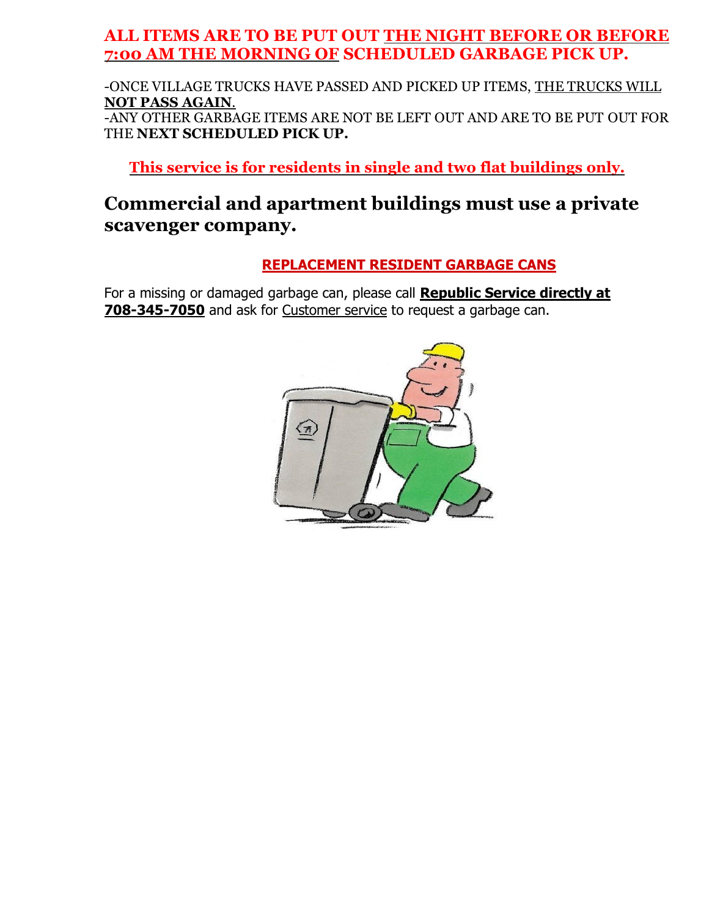**ALL ITEMS ARE TO BE PUT OUT THE NIGHT BEFORE OR BEFORE 7:00 AM THE MORNING OF SCHEDULED GARBAGE PICK UP.**

-ONCE VILLAGE TRUCKS HAVE PASSED AND PICKED UP ITEMS, THE TRUCKS WILL **NOT PASS AGAIN**.
-ANY OTHER GARBAGE ITEMS ARE NOT BE LEFT OUT AND ARE TO BE PUT OUT FOR THE **NEXT SCHEDULED PICK UP.**

**This service is for residents in single and two flat buildings only.**

## Commercial and apartment buildings must use a private scavenger company.

**REPLACEMENT RESIDENT GARBAGE CANS**

For a missing or damaged garbage can, please call **Republic Service directly at 708-345-7050** and ask for Customer service to request a garbage can.